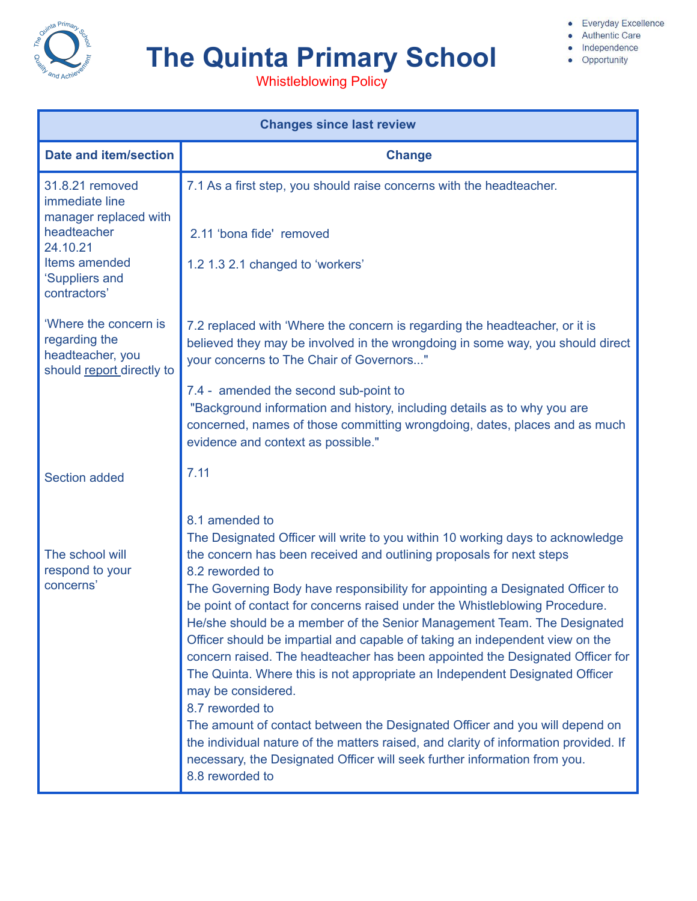# The Quinta Primary School

Whistleblowing Policy

- Everyday Excellence
- Authentic Care
- Independence
- Opportunity

| Changes since last review | |
|---|---|
| **Date and item/section** | **Change** |
| 31.8.21 removed immediate line manager replaced with headteacher<br>24.10.21<br>Items amended 'Suppliers and contractors' | 7.1 As a first step, you should raise concerns with the headteacher.<br><br>2.11 'bona fide' removed<br><br>1.2 1.3 2.1 changed to 'workers' |
| 'Where the concern is regarding the headteacher, you should report directly to | 7.2 replaced with 'Where the concern is regarding the headteacher, or it is believed they may be involved in the wrongdoing in some way, you should direct your concerns to The Chair of Governors..."<br><br>7.4 - amended the second sub-point to "Background information and history, including details as to why you are concerned, names of those committing wrongdoing, dates, places and as much evidence and context as possible." |
| Section added | 7.11 |
| The school will respond to your concerns' | 8.1 amended to<br>The Designated Officer will write to you within 10 working days to acknowledge the concern has been received and outlining proposals for next steps<br>8.2 reworded to<br>The Governing Body have responsibility for appointing a Designated Officer to be point of contact for concerns raised under the Whistleblowing Procedure. He/she should be a member of the Senior Management Team. The Designated Officer should be impartial and capable of taking an independent view on the concern raised. The headteacher has been appointed the Designated Officer for The Quinta. Where this is not appropriate an Independent Designated Officer may be considered.<br>8.7 reworded to<br>The amount of contact between the Designated Officer and you will depend on the individual nature of the matters raised, and clarity of information provided. If necessary, the Designated Officer will seek further information from you.<br>8.8 reworded to |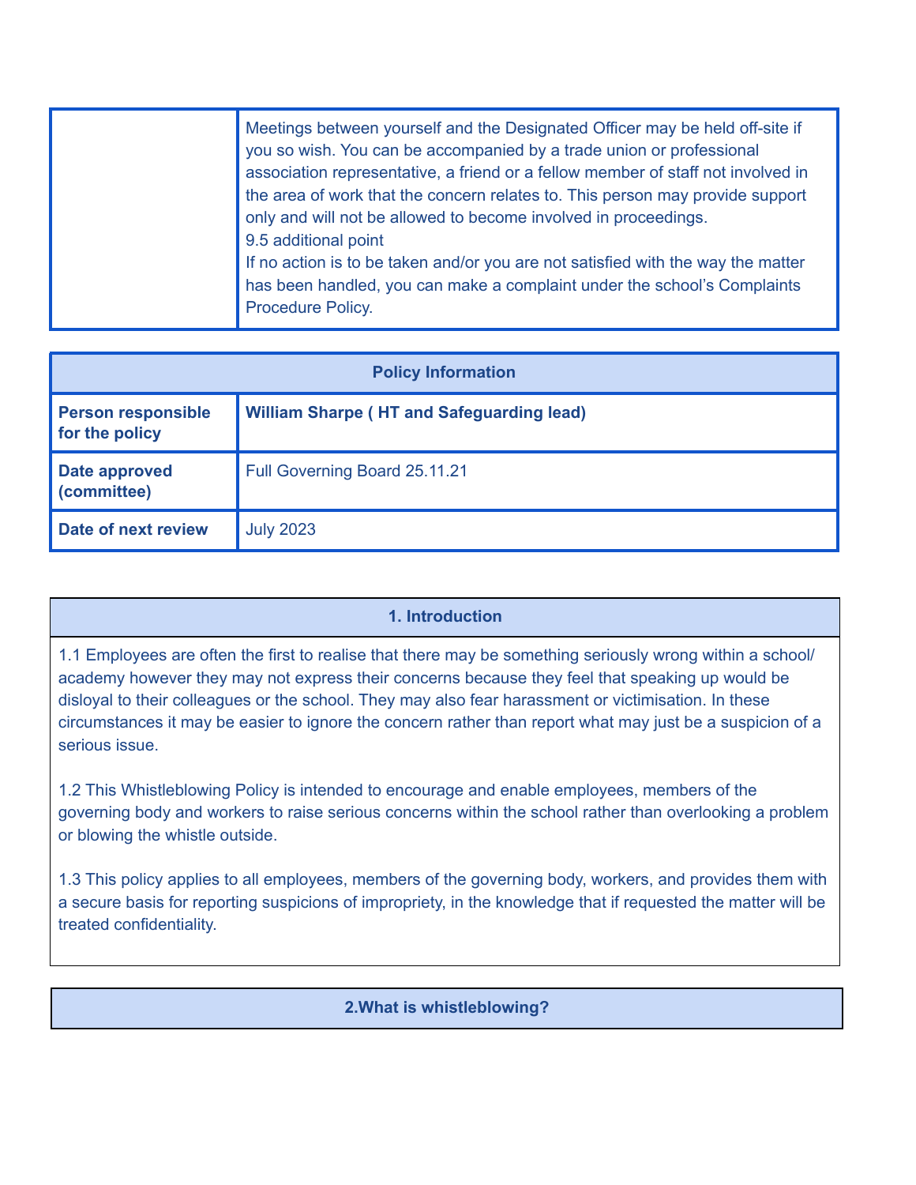| | |
|---|---|
| | Meetings between yourself and the Designated Officer may be held off-site if you so wish. You can be accompanied by a trade union or professional association representative, a friend or a fellow member of staff not involved in the area of work that the concern relates to. This person may provide support only and will not be allowed to become involved in proceedings.<br>9.5 additional point<br>If no action is to be taken and/or you are not satisfied with the way the matter has been handled, you can make a complaint under the school's Complaints Procedure Policy. |

| Policy Information | |
|---|---|
| **Person responsible for the policy** | **William Sharpe ( HT and Safeguarding lead)** |
| **Date approved (committee)** | Full Governing Board 25.11.21 |
| **Date of next review** | July 2023 |

## 1. Introduction

1.1 Employees are often the first to realise that there may be something seriously wrong within a school/ academy however they may not express their concerns because they feel that speaking up would be disloyal to their colleagues or the school. They may also fear harassment or victimisation. In these circumstances it may be easier to ignore the concern rather than report what may just be a suspicion of a serious issue.

1.2 This Whistleblowing Policy is intended to encourage and enable employees, members of the governing body and workers to raise serious concerns within the school rather than overlooking a problem or blowing the whistle outside.

1.3 This policy applies to all employees, members of the governing body, workers, and provides them with a secure basis for reporting suspicions of impropriety, in the knowledge that if requested the matter will be treated confidentiality.

## 2.What is whistleblowing?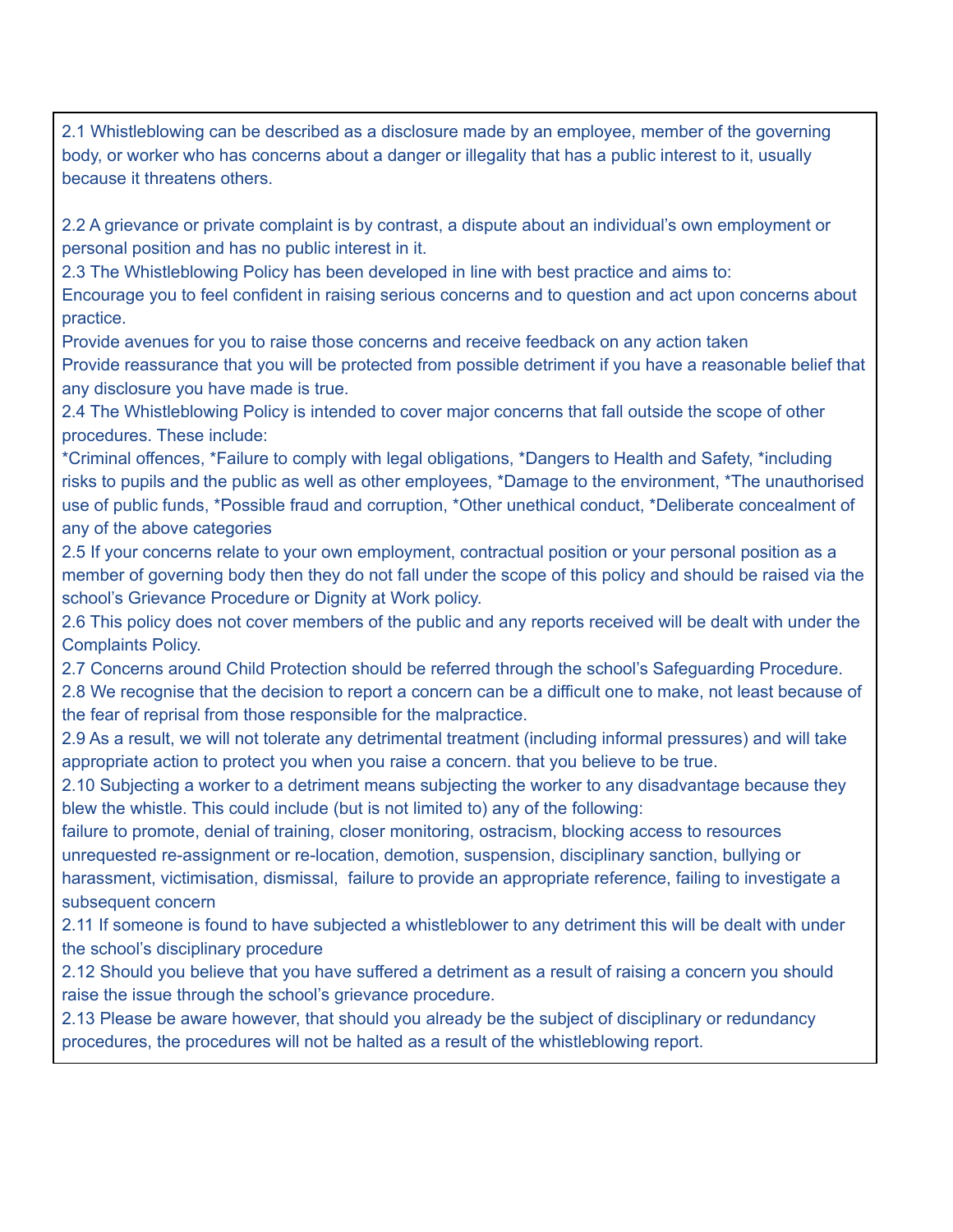2.1 Whistleblowing can be described as a disclosure made by an employee, member of the governing body, or worker who has concerns about a danger or illegality that has a public interest to it, usually because it threatens others.

2.2 A grievance or private complaint is by contrast, a dispute about an individual's own employment or personal position and has no public interest in it.

2.3 The Whistleblowing Policy has been developed in line with best practice and aims to:

Encourage you to feel confident in raising serious concerns and to question and act upon concerns about practice.

Provide avenues for you to raise those concerns and receive feedback on any action taken

Provide reassurance that you will be protected from possible detriment if you have a reasonable belief that any disclosure you have made is true.

2.4 The Whistleblowing Policy is intended to cover major concerns that fall outside the scope of other procedures. These include:

*Criminal offences, *Failure to comply with legal obligations, *Dangers to Health and Safety, *including risks to pupils and the public as well as other employees, *Damage to the environment, *The unauthorised use of public funds, *Possible fraud and corruption, *Other unethical conduct, *Deliberate concealment of any of the above categories

2.5 If your concerns relate to your own employment, contractual position or your personal position as a member of governing body then they do not fall under the scope of this policy and should be raised via the school's Grievance Procedure or Dignity at Work policy.

2.6 This policy does not cover members of the public and any reports received will be dealt with under the Complaints Policy.

2.7 Concerns around Child Protection should be referred through the school's Safeguarding Procedure.

2.8 We recognise that the decision to report a concern can be a difficult one to make, not least because of the fear of reprisal from those responsible for the malpractice.

2.9 As a result, we will not tolerate any detrimental treatment (including informal pressures) and will take appropriate action to protect you when you raise a concern. that you believe to be true.

2.10 Subjecting a worker to a detriment means subjecting the worker to any disadvantage because they blew the whistle. This could include (but is not limited to) any of the following:

failure to promote, denial of training, closer monitoring, ostracism, blocking access to resources unrequested re-assignment or re-location, demotion, suspension, disciplinary sanction, bullying or harassment, victimisation, dismissal, failure to provide an appropriate reference, failing to investigate a subsequent concern

2.11 If someone is found to have subjected a whistleblower to any detriment this will be dealt with under the school's disciplinary procedure

2.12 Should you believe that you have suffered a detriment as a result of raising a concern you should raise the issue through the school's grievance procedure.

2.13 Please be aware however, that should you already be the subject of disciplinary or redundancy procedures, the procedures will not be halted as a result of the whistleblowing report.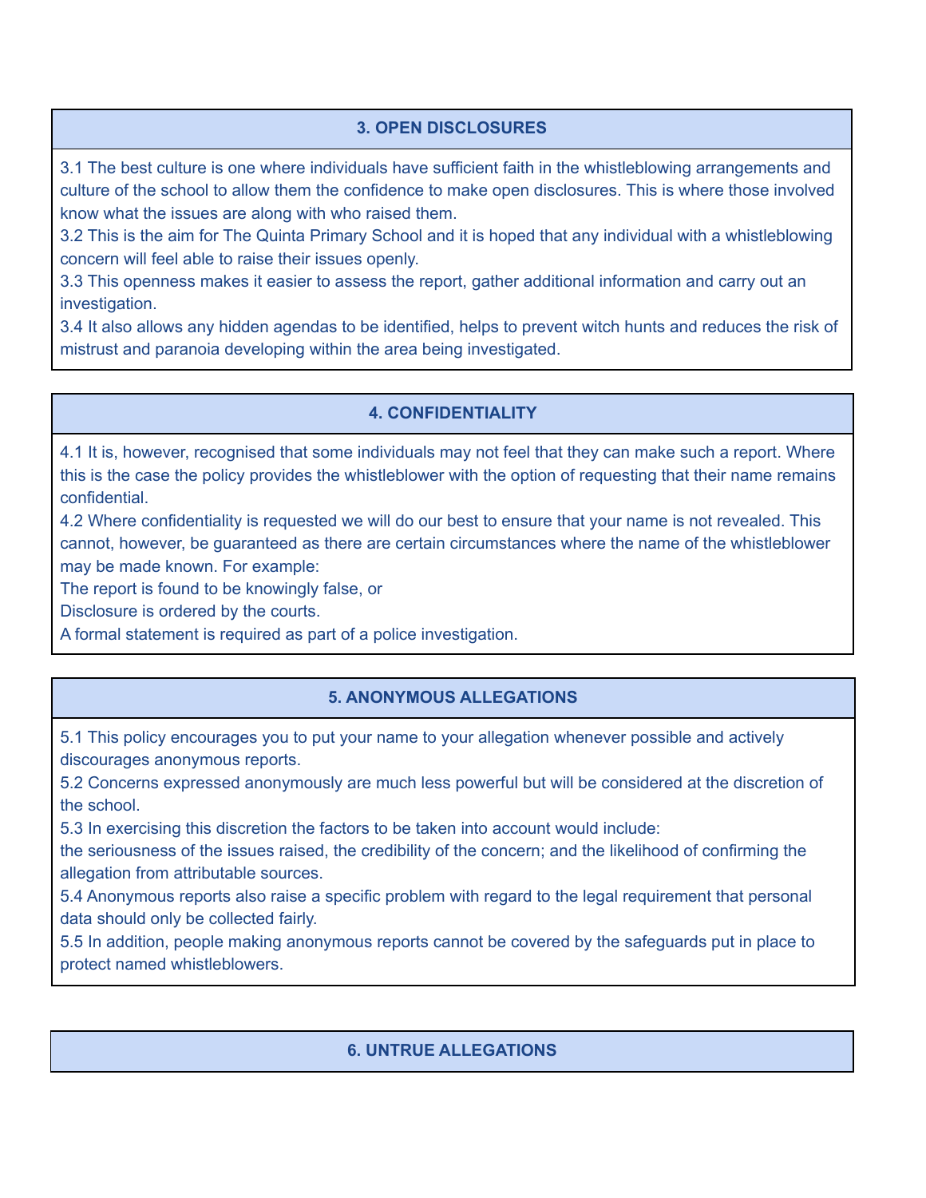## 3. OPEN DISCLOSURES

3.1 The best culture is one where individuals have sufficient faith in the whistleblowing arrangements and culture of the school to allow them the confidence to make open disclosures. This is where those involved know what the issues are along with who raised them.
3.2 This is the aim for The Quinta Primary School and it is hoped that any individual with a whistleblowing concern will feel able to raise their issues openly.
3.3 This openness makes it easier to assess the report, gather additional information and carry out an investigation.
3.4 It also allows any hidden agendas to be identified, helps to prevent witch hunts and reduces the risk of mistrust and paranoia developing within the area being investigated.

## 4. CONFIDENTIALITY

4.1 It is, however, recognised that some individuals may not feel that they can make such a report. Where this is the case the policy provides the whistleblower with the option of requesting that their name remains confidential.
4.2 Where confidentiality is requested we will do our best to ensure that your name is not revealed. This cannot, however, be guaranteed as there are certain circumstances where the name of the whistleblower may be made known. For example:
The report is found to be knowingly false, or
Disclosure is ordered by the courts.
A formal statement is required as part of a police investigation.

## 5. ANONYMOUS ALLEGATIONS

5.1 This policy encourages you to put your name to your allegation whenever possible and actively discourages anonymous reports.
5.2 Concerns expressed anonymously are much less powerful but will be considered at the discretion of the school.
5.3 In exercising this discretion the factors to be taken into account would include:
the seriousness of the issues raised, the credibility of the concern; and the likelihood of confirming the allegation from attributable sources.
5.4 Anonymous reports also raise a specific problem with regard to the legal requirement that personal data should only be collected fairly.
5.5 In addition, people making anonymous reports cannot be covered by the safeguards put in place to protect named whistleblowers.

## 6. UNTRUE ALLEGATIONS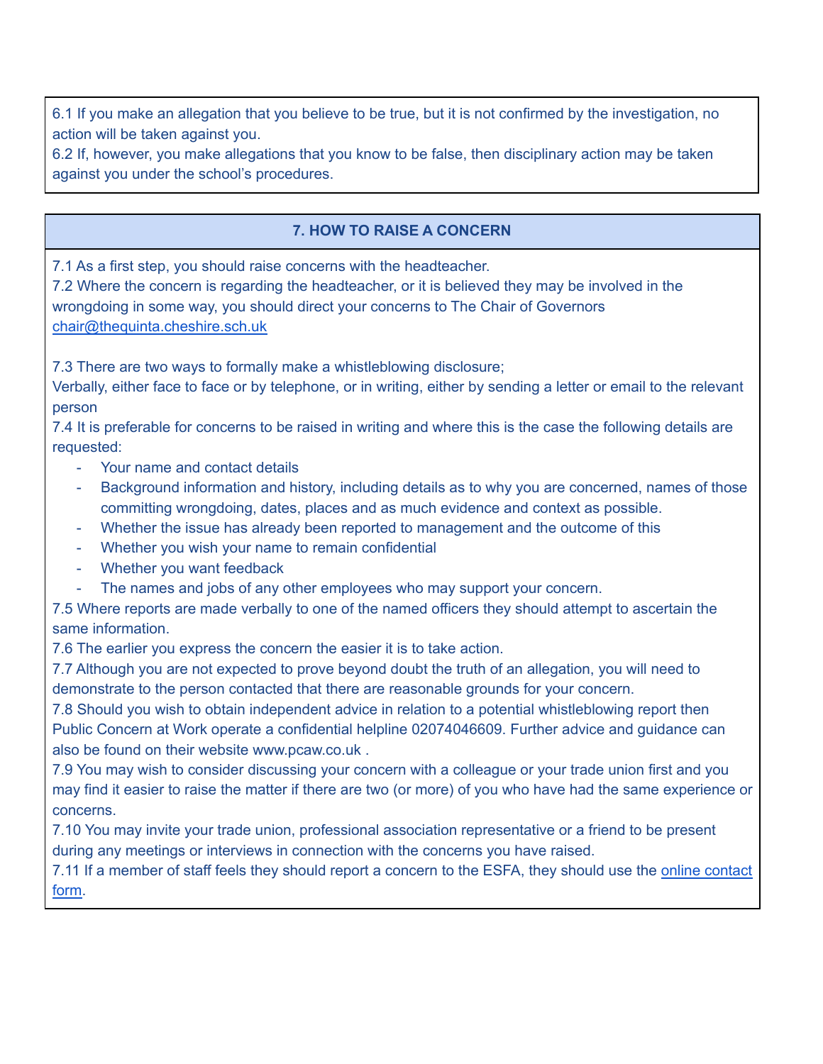6.1 If you make an allegation that you believe to be true, but it is not confirmed by the investigation, no action will be taken against you.
6.2 If, however, you make allegations that you know to be false, then disciplinary action may be taken against you under the school's procedures.

## 7. HOW TO RAISE A CONCERN

7.1 As a first step, you should raise concerns with the headteacher.
7.2 Where the concern is regarding the headteacher, or it is believed they may be involved in the wrongdoing in some way, you should direct your concerns to The Chair of Governors chair@thequinta.cheshire.sch.uk

7.3 There are two ways to formally make a whistleblowing disclosure;
Verbally, either face to face or by telephone, or in writing, either by sending a letter or email to the relevant person
7.4 It is preferable for concerns to be raised in writing and where this is the case the following details are requested:

- Your name and contact details
- Background information and history, including details as to why you are concerned, names of those committing wrongdoing, dates, places and as much evidence and context as possible.
- Whether the issue has already been reported to management and the outcome of this
- Whether you wish your name to remain confidential
- Whether you want feedback
- The names and jobs of any other employees who may support your concern.

7.5 Where reports are made verbally to one of the named officers they should attempt to ascertain the same information.
7.6 The earlier you express the concern the easier it is to take action.
7.7 Although you are not expected to prove beyond doubt the truth of an allegation, you will need to demonstrate to the person contacted that there are reasonable grounds for your concern.
7.8 Should you wish to obtain independent advice in relation to a potential whistleblowing report then Public Concern at Work operate a confidential helpline 02074046609. Further advice and guidance can also be found on their website www.pcaw.co.uk .
7.9 You may wish to consider discussing your concern with a colleague or your trade union first and you may find it easier to raise the matter if there are two (or more) of you who have had the same experience or concerns.
7.10 You may invite your trade union, professional association representative or a friend to be present during any meetings or interviews in connection with the concerns you have raised.
7.11 If a member of staff feels they should report a concern to the ESFA, they should use the online contact form.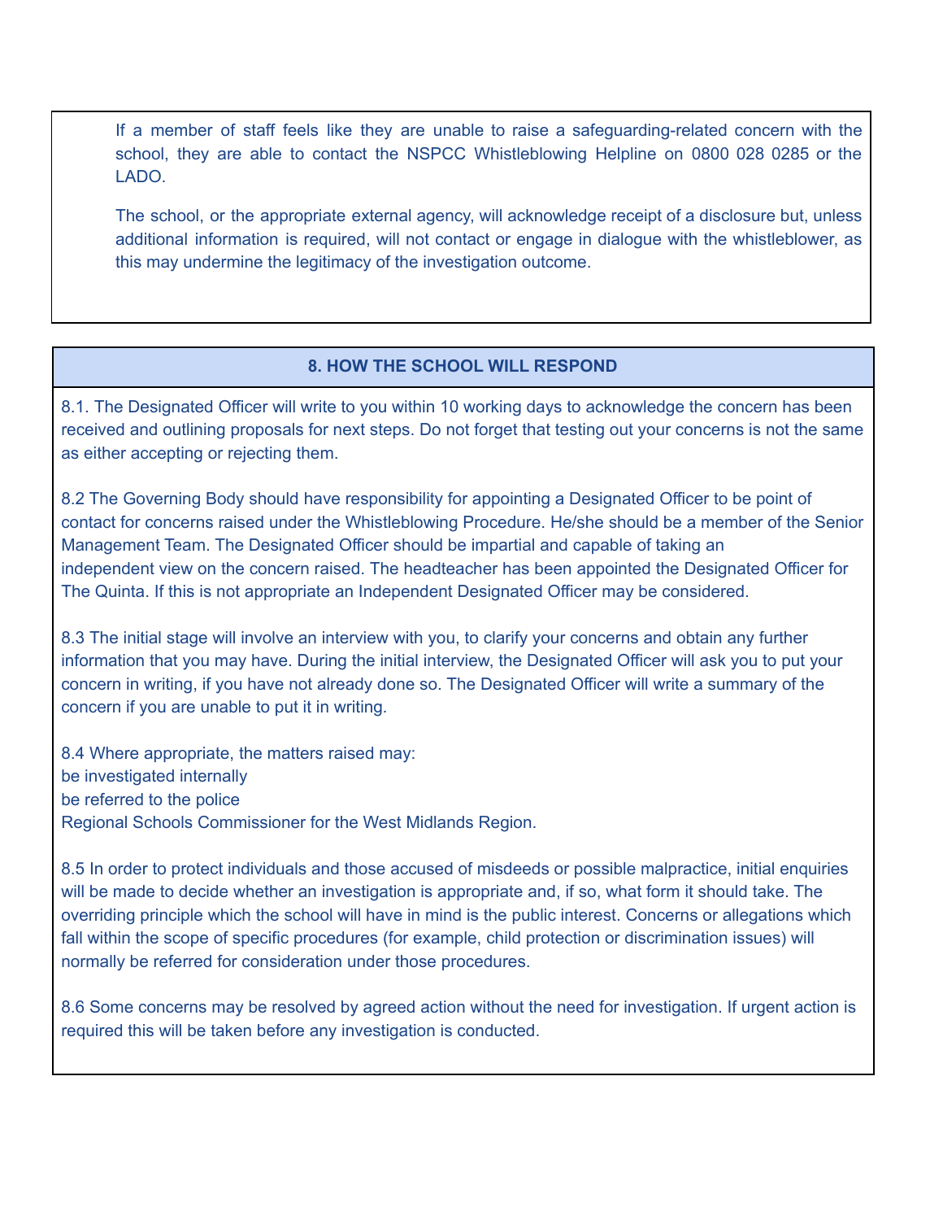If a member of staff feels like they are unable to raise a safeguarding-related concern with the school, they are able to contact the NSPCC Whistleblowing Helpline on 0800 028 0285 or the LADO.

The school, or the appropriate external agency, will acknowledge receipt of a disclosure but, unless additional information is required, will not contact or engage in dialogue with the whistleblower, as this may undermine the legitimacy of the investigation outcome.

## 8. HOW THE SCHOOL WILL RESPOND

8.1. The Designated Officer will write to you within 10 working days to acknowledge the concern has been received and outlining proposals for next steps. Do not forget that testing out your concerns is not the same as either accepting or rejecting them.

8.2 The Governing Body should have responsibility for appointing a Designated Officer to be point of contact for concerns raised under the Whistleblowing Procedure. He/she should be a member of the Senior Management Team. The Designated Officer should be impartial and capable of taking an independent view on the concern raised. The headteacher has been appointed the Designated Officer for The Quinta. If this is not appropriate an Independent Designated Officer may be considered.

8.3 The initial stage will involve an interview with you, to clarify your concerns and obtain any further information that you may have. During the initial interview, the Designated Officer will ask you to put your concern in writing, if you have not already done so. The Designated Officer will write a summary of the concern if you are unable to put it in writing.

8.4 Where appropriate, the matters raised may:
be investigated internally
be referred to the police
Regional Schools Commissioner for the West Midlands Region.

8.5 In order to protect individuals and those accused of misdeeds or possible malpractice, initial enquiries will be made to decide whether an investigation is appropriate and, if so, what form it should take. The overriding principle which the school will have in mind is the public interest. Concerns or allegations which fall within the scope of specific procedures (for example, child protection or discrimination issues) will normally be referred for consideration under those procedures.

8.6 Some concerns may be resolved by agreed action without the need for investigation. If urgent action is required this will be taken before any investigation is conducted.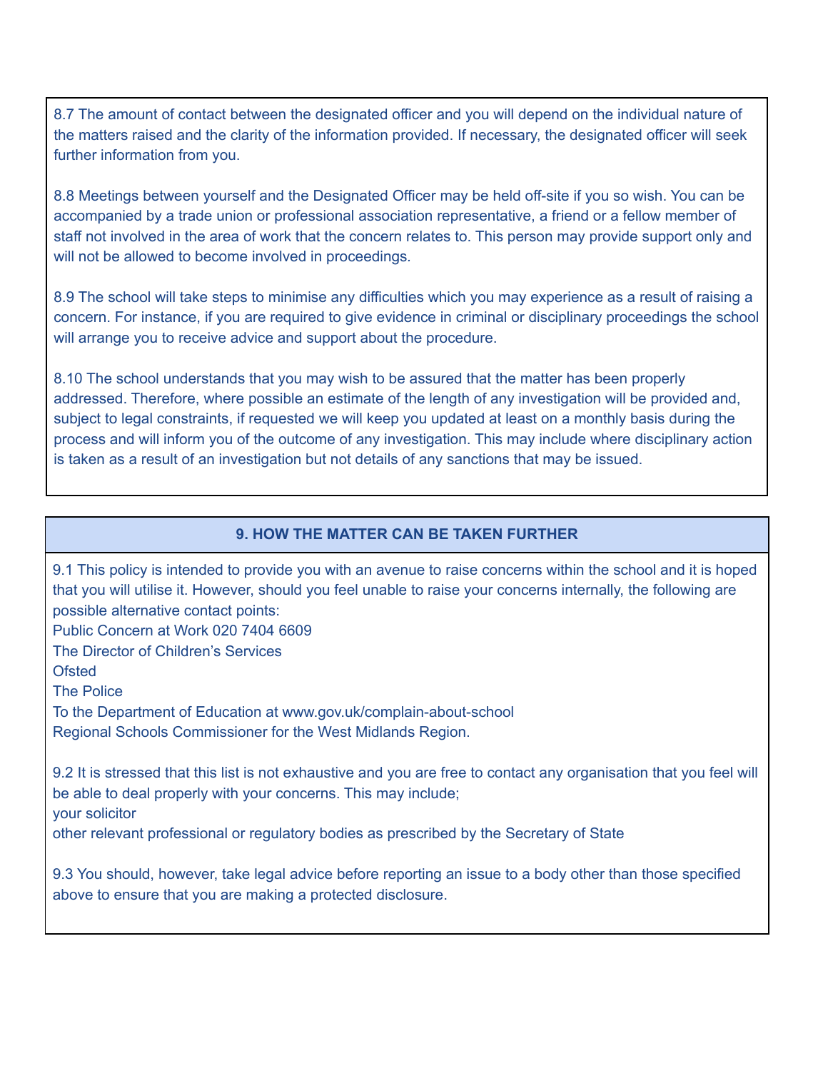8.7 The amount of contact between the designated officer and you will depend on the individual nature of the matters raised and the clarity of the information provided. If necessary, the designated officer will seek further information from you.

8.8 Meetings between yourself and the Designated Officer may be held off-site if you so wish. You can be accompanied by a trade union or professional association representative, a friend or a fellow member of staff not involved in the area of work that the concern relates to. This person may provide support only and will not be allowed to become involved in proceedings.

8.9 The school will take steps to minimise any difficulties which you may experience as a result of raising a concern. For instance, if you are required to give evidence in criminal or disciplinary proceedings the school will arrange you to receive advice and support about the procedure.

8.10 The school understands that you may wish to be assured that the matter has been properly addressed. Therefore, where possible an estimate of the length of any investigation will be provided and, subject to legal constraints, if requested we will keep you updated at least on a monthly basis during the process and will inform you of the outcome of any investigation. This may include where disciplinary action is taken as a result of an investigation but not details of any sanctions that may be issued.

## 9. HOW THE MATTER CAN BE TAKEN FURTHER

9.1 This policy is intended to provide you with an avenue to raise concerns within the school and it is hoped that you will utilise it. However, should you feel unable to raise your concerns internally, the following are possible alternative contact points:

Public Concern at Work 020 7404 6609
The Director of Children's Services
Ofsted
The Police
To the Department of Education at www.gov.uk/complain-about-school
Regional Schools Commissioner for the West Midlands Region.

9.2 It is stressed that this list is not exhaustive and you are free to contact any organisation that you feel will be able to deal properly with your concerns. This may include;
your solicitor
other relevant professional or regulatory bodies as prescribed by the Secretary of State

9.3 You should, however, take legal advice before reporting an issue to a body other than those specified above to ensure that you are making a protected disclosure.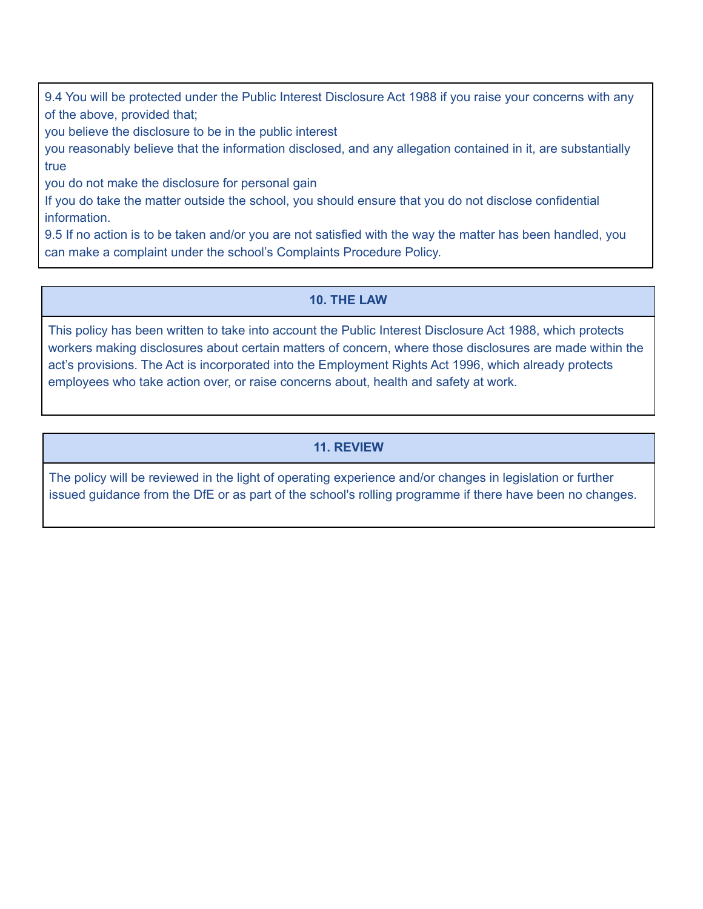9.4 You will be protected under the Public Interest Disclosure Act 1988 if you raise your concerns with any of the above, provided that;

you believe the disclosure to be in the public interest

you reasonably believe that the information disclosed, and any allegation contained in it, are substantially true

you do not make the disclosure for personal gain

If you do take the matter outside the school, you should ensure that you do not disclose confidential information.

9.5 If no action is to be taken and/or you are not satisfied with the way the matter has been handled, you can make a complaint under the school's Complaints Procedure Policy.

## 10. THE LAW

This policy has been written to take into account the Public Interest Disclosure Act 1988, which protects workers making disclosures about certain matters of concern, where those disclosures are made within the act's provisions. The Act is incorporated into the Employment Rights Act 1996, which already protects employees who take action over, or raise concerns about, health and safety at work.

## 11. REVIEW

The policy will be reviewed in the light of operating experience and/or changes in legislation or further issued guidance from the DfE or as part of the school's rolling programme if there have been no changes.